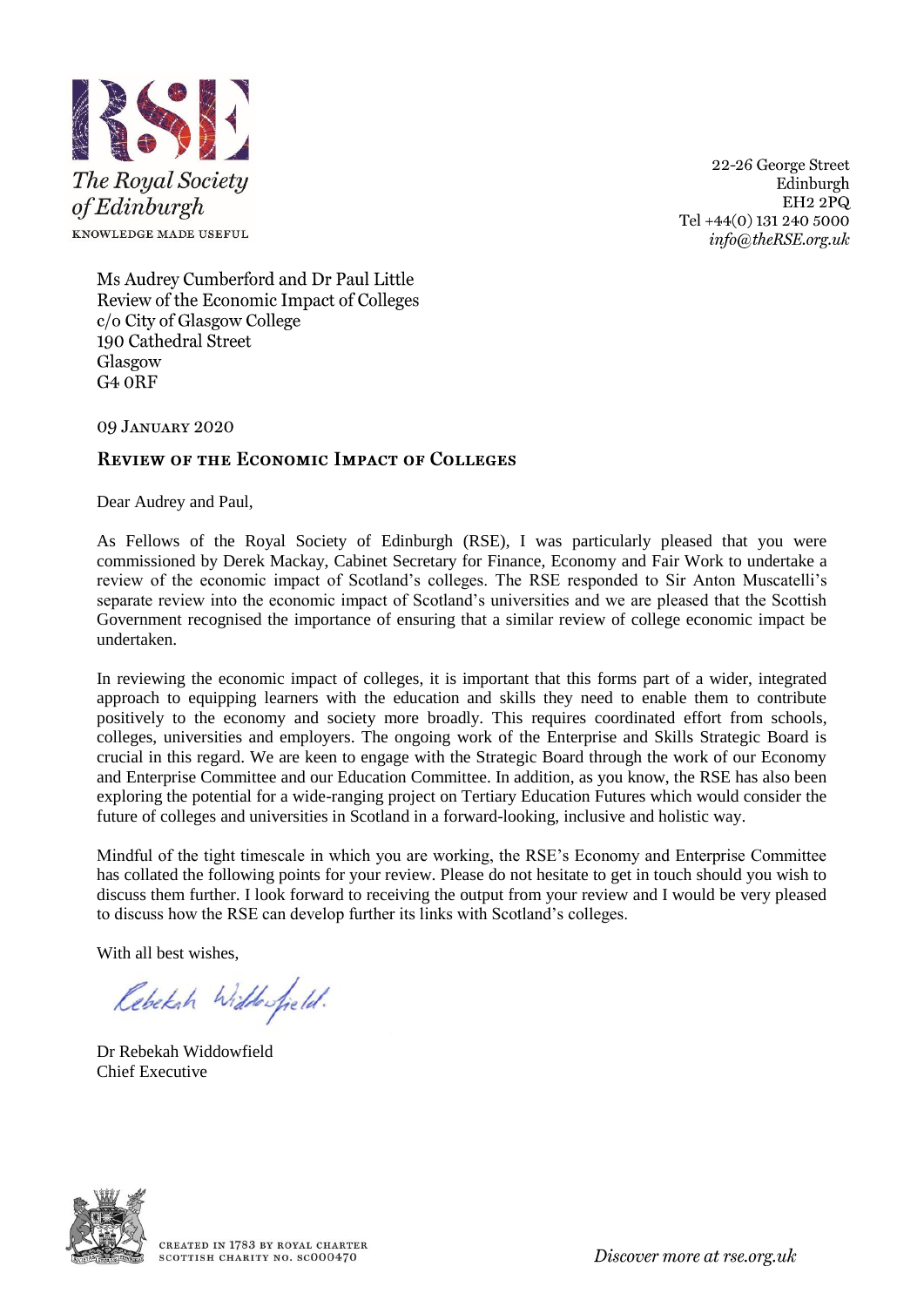The Royal Society of Edinburgh

KNOWLEDGE MADE USEFUL

22-26 George Street
Edinburgh
EH2 2PQ
Tel +44(0) 131 240 5000
*info@theRSE.org.uk*

Ms Audrey Cumberford and Dr Paul Little
Review of the Economic Impact of Colleges
c/o City of Glasgow College
190 Cathedral Street
Glasgow
G4 0RF

09 January 2020

## Review of the Economic Impact of Colleges

Dear Audrey and Paul,

As Fellows of the Royal Society of Edinburgh (RSE), I was particularly pleased that you were commissioned by Derek Mackay, Cabinet Secretary for Finance, Economy and Fair Work to undertake a review of the economic impact of Scotland's colleges. The RSE responded to Sir Anton Muscatelli's separate review into the economic impact of Scotland's universities and we are pleased that the Scottish Government recognised the importance of ensuring that a similar review of college economic impact be undertaken.

In reviewing the economic impact of colleges, it is important that this forms part of a wider, integrated approach to equipping learners with the education and skills they need to enable them to contribute positively to the economy and society more broadly. This requires coordinated effort from schools, colleges, universities and employers. The ongoing work of the Enterprise and Skills Strategic Board is crucial in this regard. We are keen to engage with the Strategic Board through the work of our Economy and Enterprise Committee and our Education Committee. In addition, as you know, the RSE has also been exploring the potential for a wide-ranging project on Tertiary Education Futures which would consider the future of colleges and universities in Scotland in a forward-looking, inclusive and holistic way.

Mindful of the tight timescale in which you are working, the RSE's Economy and Enterprise Committee has collated the following points for your review. Please do not hesitate to get in touch should you wish to discuss them further. I look forward to receiving the output from your review and I would be very pleased to discuss how the RSE can develop further its links with Scotland's colleges.

With all best wishes,

Rebekah Widdowfield

Dr Rebekah Widdowfield
Chief Executive

CREATED IN 1783 BY ROYAL CHARTER
SCOTTISH CHARITY NO. SC000470

*Discover more at rse.org.uk*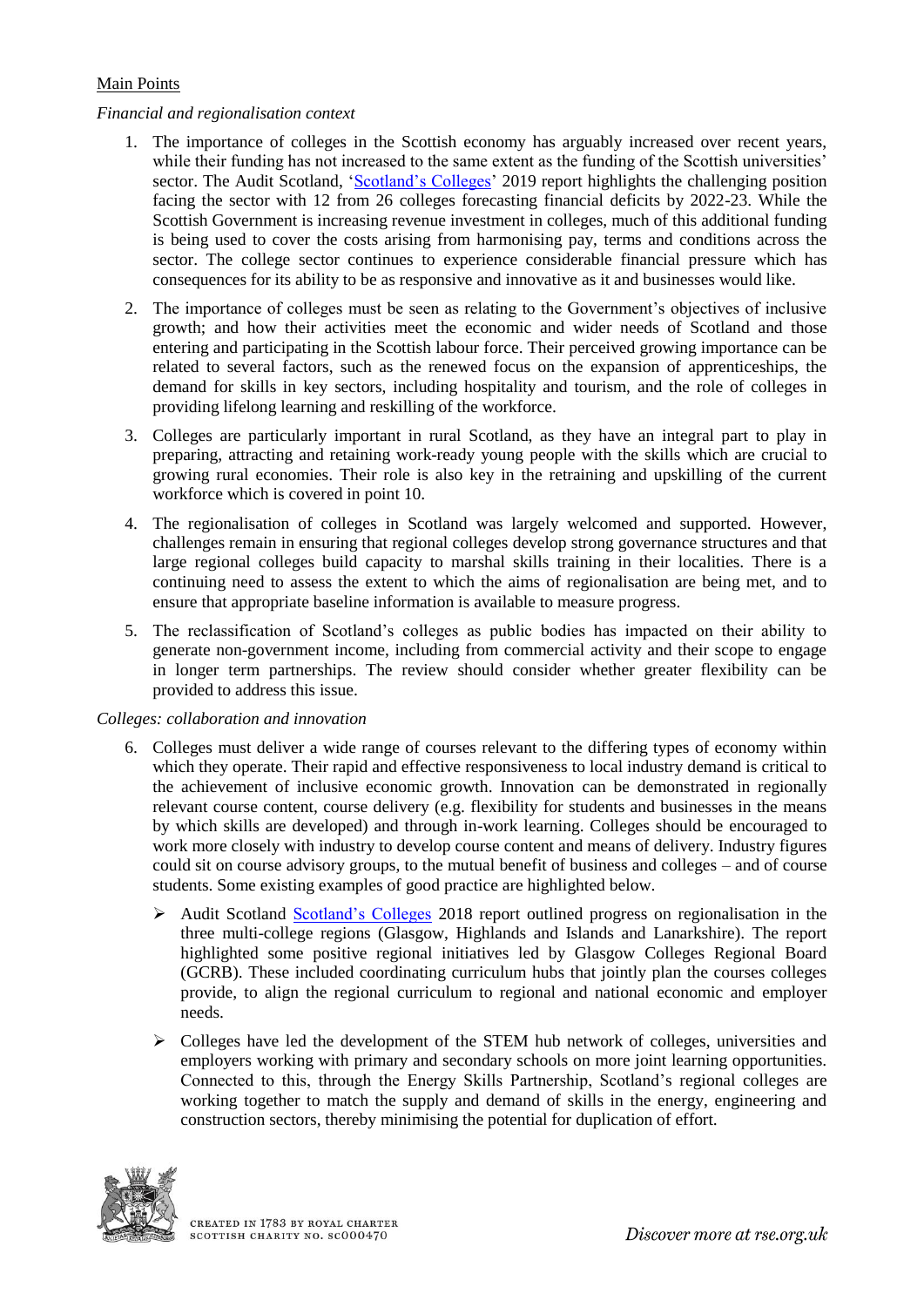Main Points

*Financial and regionalisation context*

1. The importance of colleges in the Scottish economy has arguably increased over recent years, while their funding has not increased to the same extent as the funding of the Scottish universities' sector. The Audit Scotland, '[Scotland's Colleges](#)' 2019 report highlights the challenging position facing the sector with 12 from 26 colleges forecasting financial deficits by 2022-23. While the Scottish Government is increasing revenue investment in colleges, much of this additional funding is being used to cover the costs arising from harmonising pay, terms and conditions across the sector. The college sector continues to experience considerable financial pressure which has consequences for its ability to be as responsive and innovative as it and businesses would like.

2. The importance of colleges must be seen as relating to the Government's objectives of inclusive growth; and how their activities meet the economic and wider needs of Scotland and those entering and participating in the Scottish labour force. Their perceived growing importance can be related to several factors, such as the renewed focus on the expansion of apprenticeships, the demand for skills in key sectors, including hospitality and tourism, and the role of colleges in providing lifelong learning and reskilling of the workforce.

3. Colleges are particularly important in rural Scotland, as they have an integral part to play in preparing, attracting and retaining work-ready young people with the skills which are crucial to growing rural economies. Their role is also key in the retraining and upskilling of the current workforce which is covered in point 10.

4. The regionalisation of colleges in Scotland was largely welcomed and supported. However, challenges remain in ensuring that regional colleges develop strong governance structures and that large regional colleges build capacity to marshal skills training in their localities. There is a continuing need to assess the extent to which the aims of regionalisation are being met, and to ensure that appropriate baseline information is available to measure progress.

5. The reclassification of Scotland's colleges as public bodies has impacted on their ability to generate non-government income, including from commercial activity and their scope to engage in longer term partnerships. The review should consider whether greater flexibility can be provided to address this issue.

*Colleges: collaboration and innovation*

6. Colleges must deliver a wide range of courses relevant to the differing types of economy within which they operate. Their rapid and effective responsiveness to local industry demand is critical to the achievement of inclusive economic growth. Innovation can be demonstrated in regionally relevant course content, course delivery (e.g. flexibility for students and businesses in the means by which skills are developed) and through in-work learning. Colleges should be encouraged to work more closely with industry to develop course content and means of delivery. Industry figures could sit on course advisory groups, to the mutual benefit of business and colleges – and of course students. Some existing examples of good practice are highlighted below.

   - Audit Scotland [Scotland's Colleges](#) 2018 report outlined progress on regionalisation in the three multi-college regions (Glasgow, Highlands and Islands and Lanarkshire). The report highlighted some positive regional initiatives led by Glasgow Colleges Regional Board (GCRB). These included coordinating curriculum hubs that jointly plan the courses colleges provide, to align the regional curriculum to regional and national economic and employer needs.

   - Colleges have led the development of the STEM hub network of colleges, universities and employers working with primary and secondary schools on more joint learning opportunities. Connected to this, through the Energy Skills Partnership, Scotland's regional colleges are working together to match the supply and demand of skills in the energy, engineering and construction sectors, thereby minimising the potential for duplication of effort.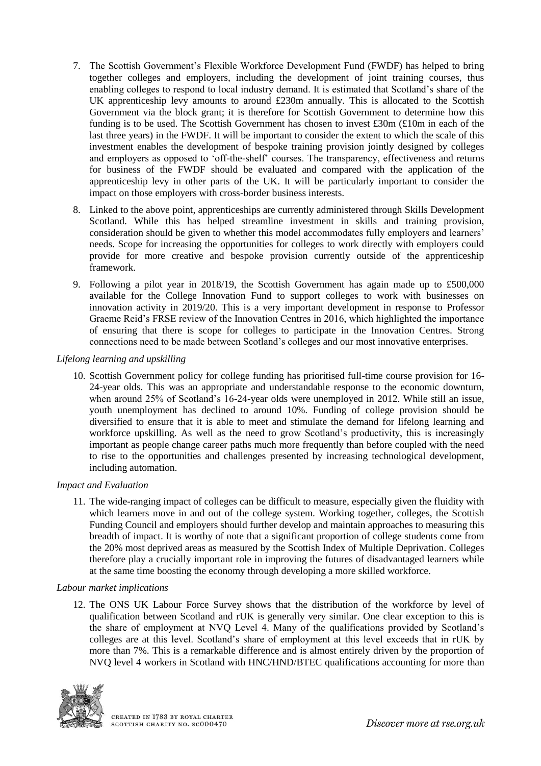7. The Scottish Government's Flexible Workforce Development Fund (FWDF) has helped to bring together colleges and employers, including the development of joint training courses, thus enabling colleges to respond to local industry demand. It is estimated that Scotland's share of the UK apprenticeship levy amounts to around £230m annually. This is allocated to the Scottish Government via the block grant; it is therefore for Scottish Government to determine how this funding is to be used. The Scottish Government has chosen to invest £30m (£10m in each of the last three years) in the FWDF. It will be important to consider the extent to which the scale of this investment enables the development of bespoke training provision jointly designed by colleges and employers as opposed to 'off-the-shelf' courses. The transparency, effectiveness and returns for business of the FWDF should be evaluated and compared with the application of the apprenticeship levy in other parts of the UK. It will be particularly important to consider the impact on those employers with cross-border business interests.

8. Linked to the above point, apprenticeships are currently administered through Skills Development Scotland. While this has helped streamline investment in skills and training provision, consideration should be given to whether this model accommodates fully employers and learners' needs. Scope for increasing the opportunities for colleges to work directly with employers could provide for more creative and bespoke provision currently outside of the apprenticeship framework.

9. Following a pilot year in 2018/19, the Scottish Government has again made up to £500,000 available for the College Innovation Fund to support colleges to work with businesses on innovation activity in 2019/20. This is a very important development in response to Professor Graeme Reid's FRSE review of the Innovation Centres in 2016, which highlighted the importance of ensuring that there is scope for colleges to participate in the Innovation Centres. Strong connections need to be made between Scotland's colleges and our most innovative enterprises.

*Lifelong learning and upskilling*

10. Scottish Government policy for college funding has prioritised full-time course provision for 16-24-year olds. This was an appropriate and understandable response to the economic downturn, when around 25% of Scotland's 16-24-year olds were unemployed in 2012. While still an issue, youth unemployment has declined to around 10%. Funding of college provision should be diversified to ensure that it is able to meet and stimulate the demand for lifelong learning and workforce upskilling. As well as the need to grow Scotland's productivity, this is increasingly important as people change career paths much more frequently than before coupled with the need to rise to the opportunities and challenges presented by increasing technological development, including automation.

*Impact and Evaluation*

11. The wide-ranging impact of colleges can be difficult to measure, especially given the fluidity with which learners move in and out of the college system. Working together, colleges, the Scottish Funding Council and employers should further develop and maintain approaches to measuring this breadth of impact. It is worthy of note that a significant proportion of college students come from the 20% most deprived areas as measured by the Scottish Index of Multiple Deprivation. Colleges therefore play a crucially important role in improving the futures of disadvantaged learners while at the same time boosting the economy through developing a more skilled workforce.

*Labour market implications*

12. The ONS UK Labour Force Survey shows that the distribution of the workforce by level of qualification between Scotland and rUK is generally very similar. One clear exception to this is the share of employment at NVQ Level 4. Many of the qualifications provided by Scotland's colleges are at this level. Scotland's share of employment at this level exceeds that in rUK by more than 7%. This is a remarkable difference and is almost entirely driven by the proportion of NVQ level 4 workers in Scotland with HNC/HND/BTEC qualifications accounting for more than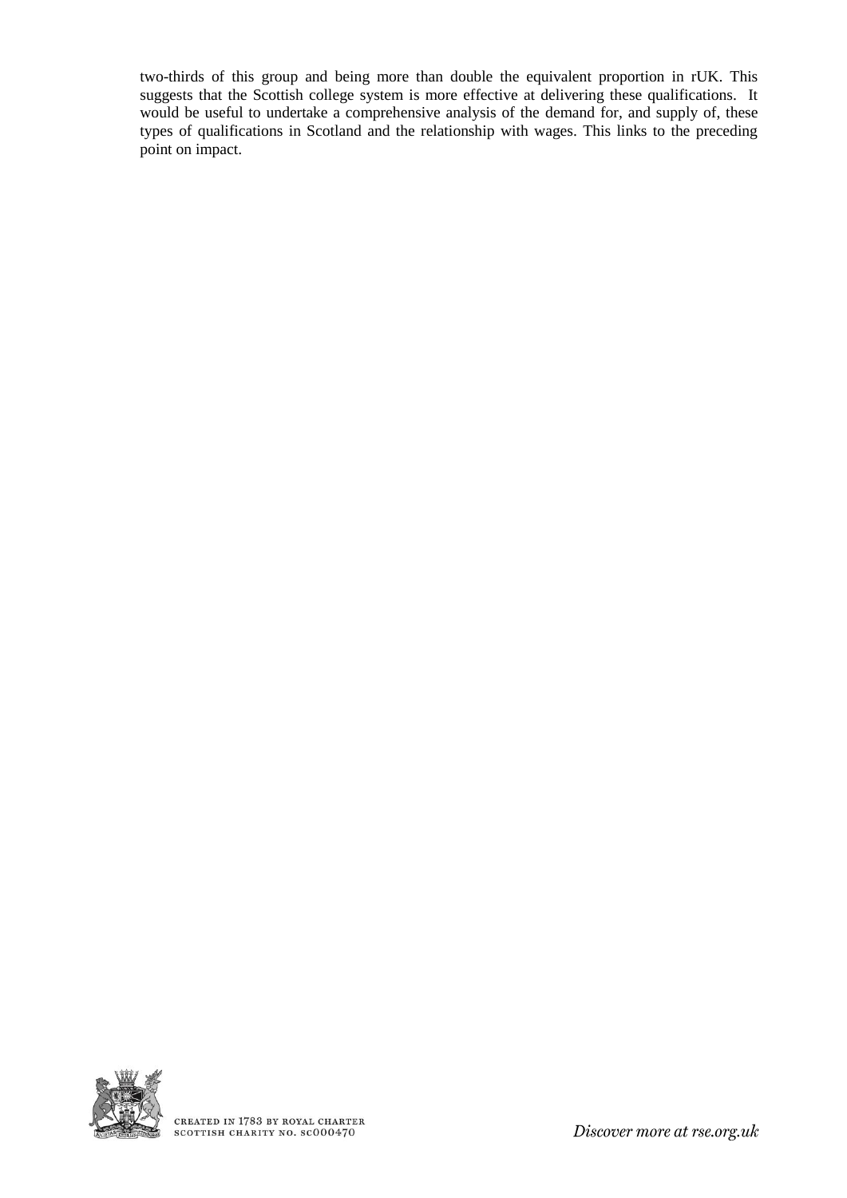two-thirds of this group and being more than double the equivalent proportion in rUK. This suggests that the Scottish college system is more effective at delivering these qualifications. It would be useful to undertake a comprehensive analysis of the demand for, and supply of, these types of qualifications in Scotland and the relationship with wages. This links to the preceding point on impact.